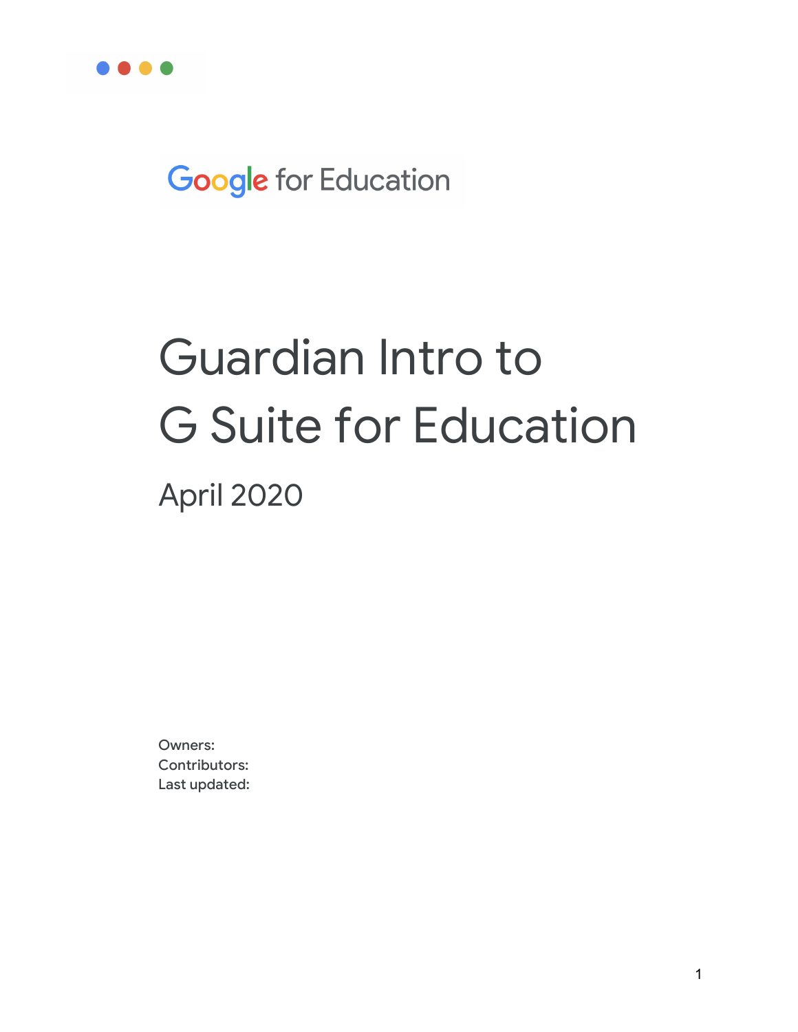Google for Education

# Guardian Intro to G Suite for Education

## April 2020

Owners:
Contributors:
Last updated: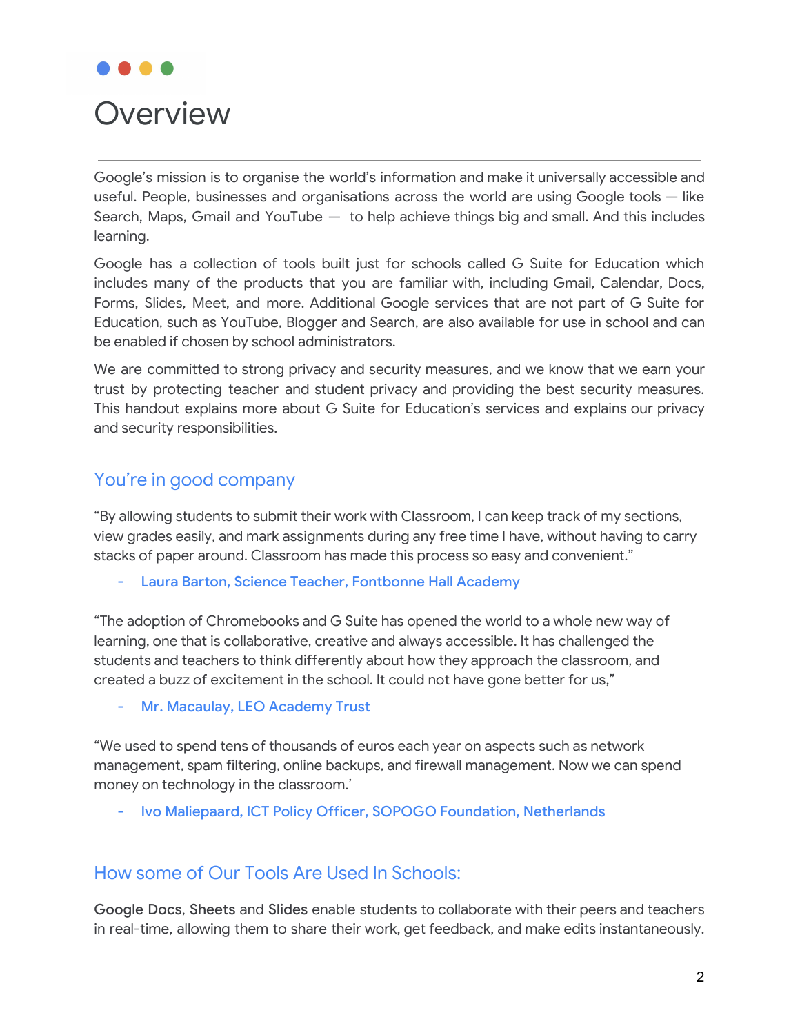# Overview

Google's mission is to organise the world's information and make it universally accessible and useful. People, businesses and organisations across the world are using Google tools — like Search, Maps, Gmail and YouTube — to help achieve things big and small. And this includes learning.

Google has a collection of tools built just for schools called G Suite for Education which includes many of the products that you are familiar with, including Gmail, Calendar, Docs, Forms, Slides, Meet, and more. Additional Google services that are not part of G Suite for Education, such as YouTube, Blogger and Search, are also available for use in school and can be enabled if chosen by school administrators.

We are committed to strong privacy and security measures, and we know that we earn your trust by protecting teacher and student privacy and providing the best security measures. This handout explains more about G Suite for Education's services and explains our privacy and security responsibilities.

## You're in good company

"By allowing students to submit their work with Classroom, I can keep track of my sections, view grades easily, and mark assignments during any free time I have, without having to carry stacks of paper around. Classroom has made this process so easy and convenient."

- Laura Barton, Science Teacher, Fontbonne Hall Academy

"The adoption of Chromebooks and G Suite has opened the world to a whole new way of learning, one that is collaborative, creative and always accessible. It has challenged the students and teachers to think differently about how they approach the classroom, and created a buzz of excitement in the school. It could not have gone better for us,"

- Mr. Macaulay, LEO Academy Trust

"We used to spend tens of thousands of euros each year on aspects such as network management, spam filtering, online backups, and firewall management. Now we can spend money on technology in the classroom.'

- Ivo Maliepaard, ICT Policy Officer, SOPOGO Foundation, Netherlands

## How some of Our Tools Are Used In Schools:

**Google Docs**, **Sheets** and **Slides** enable students to collaborate with their peers and teachers in real-time, allowing them to share their work, get feedback, and make edits instantaneously.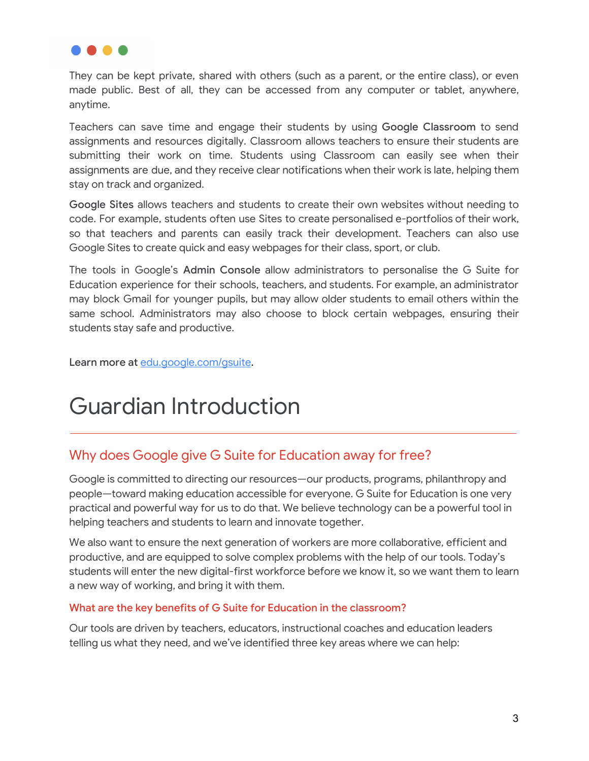They can be kept private, shared with others (such as a parent, or the entire class), or even made public. Best of all, they can be accessed from any computer or tablet, anywhere, anytime.

Teachers can save time and engage their students by using **Google Classroom** to send assignments and resources digitally. Classroom allows teachers to ensure their students are submitting their work on time. Students using Classroom can easily see when their assignments are due, and they receive clear notifications when their work is late, helping them stay on track and organized.

**Google Sites** allows teachers and students to create their own websites without needing to code. For example, students often use Sites to create personalised e-portfolios of their work, so that teachers and parents can easily track their development. Teachers can also use Google Sites to create quick and easy webpages for their class, sport, or club.

The tools in Google's **Admin Console** allow administrators to personalise the G Suite for Education experience for their schools, teachers, and students. For example, an administrator may block Gmail for younger pupils, but may allow older students to email others within the same school. Administrators may also choose to block certain webpages, ensuring their students stay safe and productive.

**Learn more at** [edu.google.com/gsuite](edu.google.com/gsuite).

# Guardian Introduction

## Why does Google give G Suite for Education away for free?

Google is committed to directing our resources—our products, programs, philanthropy and people—toward making education accessible for everyone. G Suite for Education is one very practical and powerful way for us to do that. We believe technology can be a powerful tool in helping teachers and students to learn and innovate together.

We also want to ensure the next generation of workers are more collaborative, efficient and productive, and are equipped to solve complex problems with the help of our tools. Today's students will enter the new digital-first workforce before we know it, so we want them to learn a new way of working, and bring it with them.

### What are the key benefits of G Suite for Education in the classroom?

Our tools are driven by teachers, educators, instructional coaches and education leaders telling us what they need, and we've identified three key areas where we can help: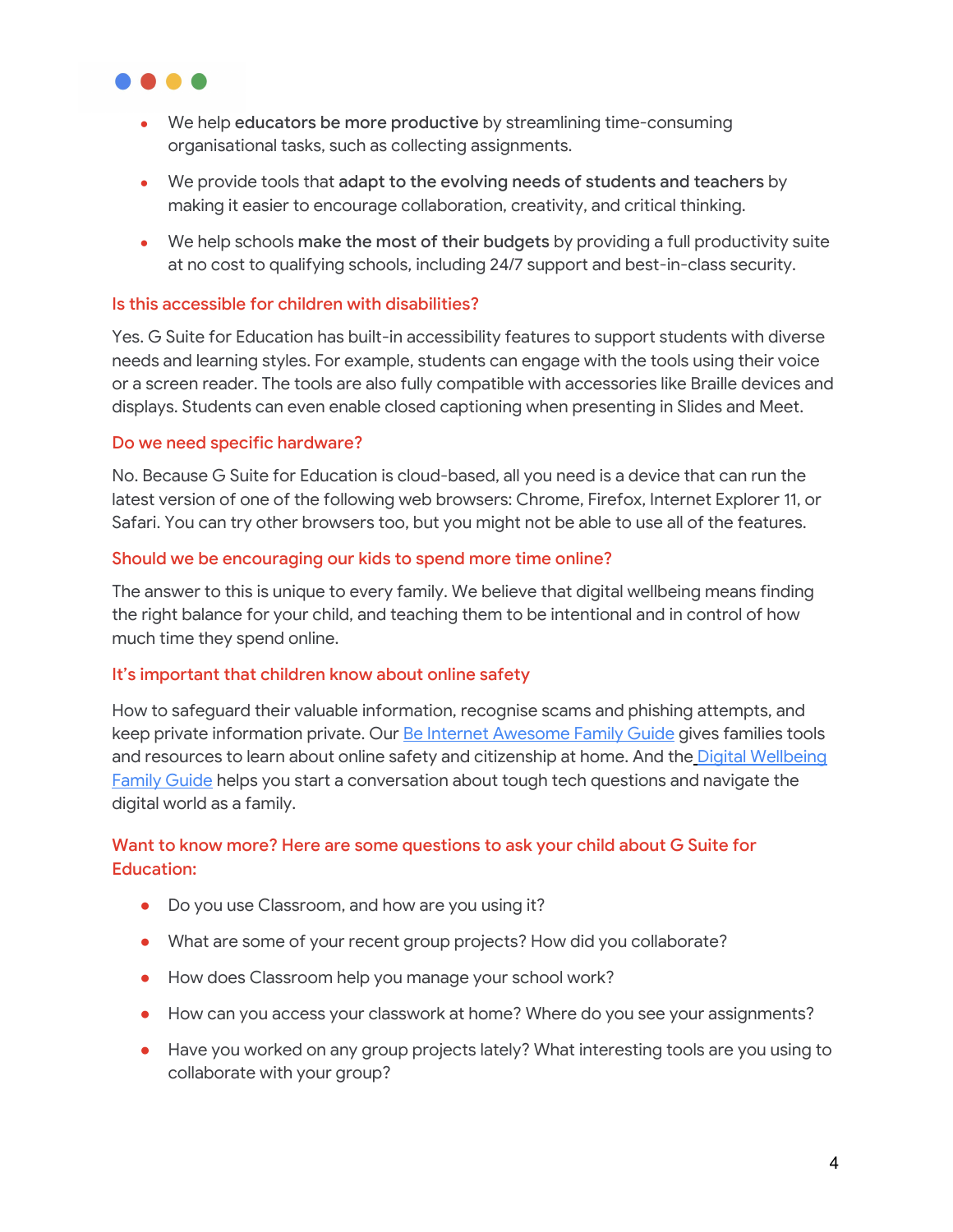- We help **educators be more productive** by streamlining time-consuming organisational tasks, such as collecting assignments.
- We provide tools that **adapt to the evolving needs of students and teachers** by making it easier to encourage collaboration, creativity, and critical thinking.
- We help schools **make the most of their budgets** by providing a full productivity suite at no cost to qualifying schools, including 24/7 support and best-in-class security.

### Is this accessible for children with disabilities?

Yes. G Suite for Education has built-in accessibility features to support students with diverse needs and learning styles. For example, students can engage with the tools using their voice or a screen reader. The tools are also fully compatible with accessories like Braille devices and displays. Students can even enable closed captioning when presenting in Slides and Meet.

### Do we need specific hardware?

No. Because G Suite for Education is cloud-based, all you need is a device that can run the latest version of one of the following web browsers: Chrome, Firefox, Internet Explorer 11, or Safari. You can try other browsers too, but you might not be able to use all of the features.

### Should we be encouraging our kids to spend more time online?

The answer to this is unique to every family. We believe that digital wellbeing means finding the right balance for your child, and teaching them to be intentional and in control of how much time they spend online.

### It's important that children know about online safety

How to safeguard their valuable information, recognise scams and phishing attempts, and keep private information private. Our Be Internet Awesome Family Guide gives families tools and resources to learn about online safety and citizenship at home. And the Digital Wellbeing Family Guide helps you start a conversation about tough tech questions and navigate the digital world as a family.

### Want to know more? Here are some questions to ask your child about G Suite for Education:

- Do you use Classroom, and how are you using it?
- What are some of your recent group projects? How did you collaborate?
- How does Classroom help you manage your school work?
- How can you access your classwork at home? Where do you see your assignments?
- Have you worked on any group projects lately? What interesting tools are you using to collaborate with your group?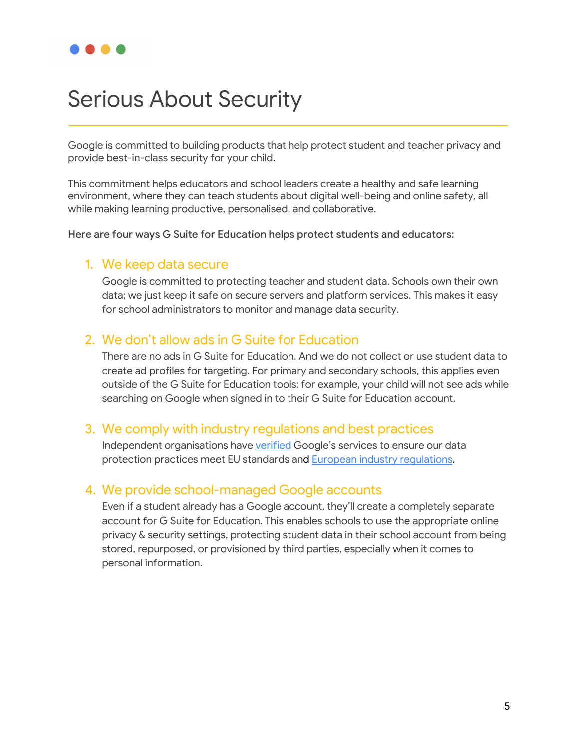# Serious About Security

Google is committed to building products that help protect student and teacher privacy and provide best-in-class security for your child.

This commitment helps educators and school leaders create a healthy and safe learning environment, where they can teach students about digital well-being and online safety, all while making learning productive, personalised, and collaborative.

**Here are four ways G Suite for Education helps protect students and educators:**

1. **We keep data secure**
   Google is committed to protecting teacher and student data. Schools own their own data; we just keep it safe on secure servers and platform services. This makes it easy for school administrators to monitor and manage data security.

2. **We don't allow ads in G Suite for Education**
   There are no ads in G Suite for Education. And we do not collect or use student data to create ad profiles for targeting. For primary and secondary schools, this applies even outside of the G Suite for Education tools: for example, your child will not see ads while searching on Google when signed in to their G Suite for Education account.

3. **We comply with industry regulations and best practices**
   Independent organisations have verified Google's services to ensure our data protection practices meet EU standards and European industry regulations.

4. **We provide school-managed Google accounts**
   Even if a student already has a Google account, they'll create a completely separate account for G Suite for Education. This enables schools to use the appropriate online privacy & security settings, protecting student data in their school account from being stored, repurposed, or provisioned by third parties, especially when it comes to personal information.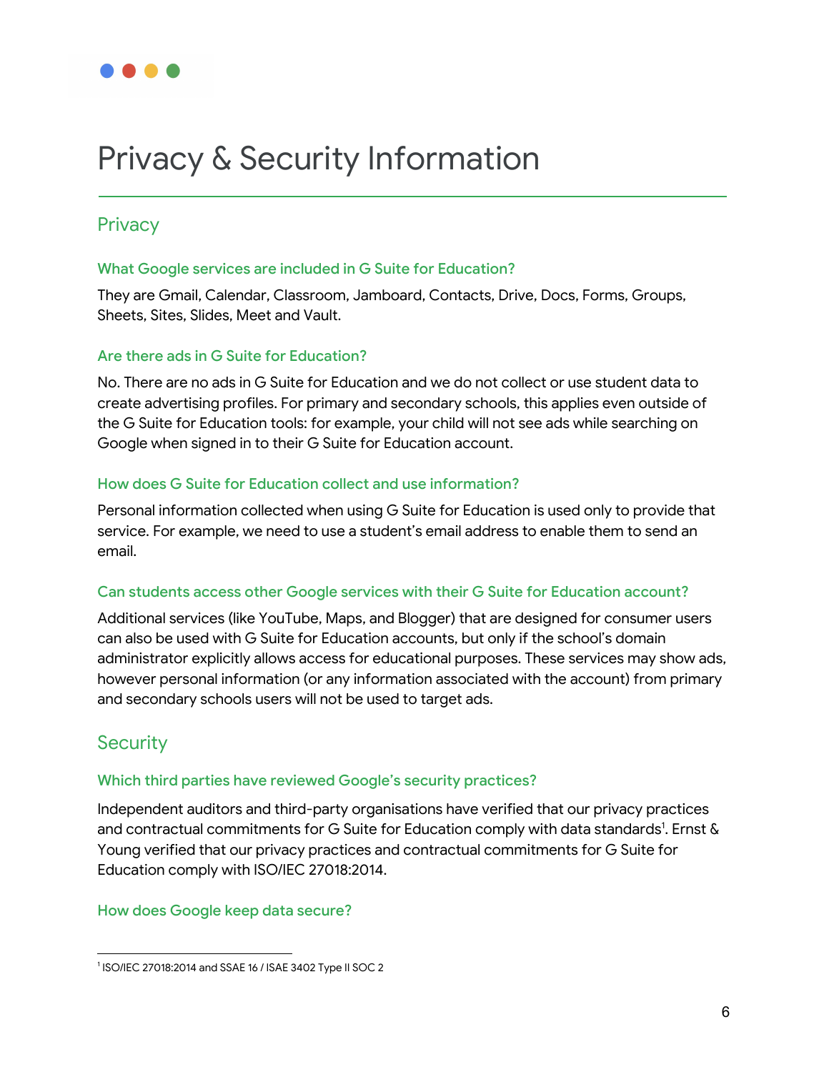# Privacy & Security Information

## Privacy

### What Google services are included in G Suite for Education?

They are Gmail, Calendar, Classroom, Jamboard, Contacts, Drive, Docs, Forms, Groups, Sheets, Sites, Slides, Meet and Vault.

### Are there ads in G Suite for Education?

No. There are no ads in G Suite for Education and we do not collect or use student data to create advertising profiles. For primary and secondary schools, this applies even outside of the G Suite for Education tools: for example, your child will not see ads while searching on Google when signed in to their G Suite for Education account.

### How does G Suite for Education collect and use information?

Personal information collected when using G Suite for Education is used only to provide that service. For example, we need to use a student's email address to enable them to send an email.

### Can students access other Google services with their G Suite for Education account?

Additional services (like YouTube, Maps, and Blogger) that are designed for consumer users can also be used with G Suite for Education accounts, but only if the school's domain administrator explicitly allows access for educational purposes. These services may show ads, however personal information (or any information associated with the account) from primary and secondary schools users will not be used to target ads.

## Security

### Which third parties have reviewed Google's security practices?

Independent auditors and third-party organisations have verified that our privacy practices and contractual commitments for G Suite for Education comply with data standards[1]. Ernst & Young verified that our privacy practices and contractual commitments for G Suite for Education comply with ISO/IEC 27018:2014.

### How does Google keep data secure?

---

[1] ISO/IEC 27018:2014 and SSAE 16 / ISAE 3402 Type II SOC 2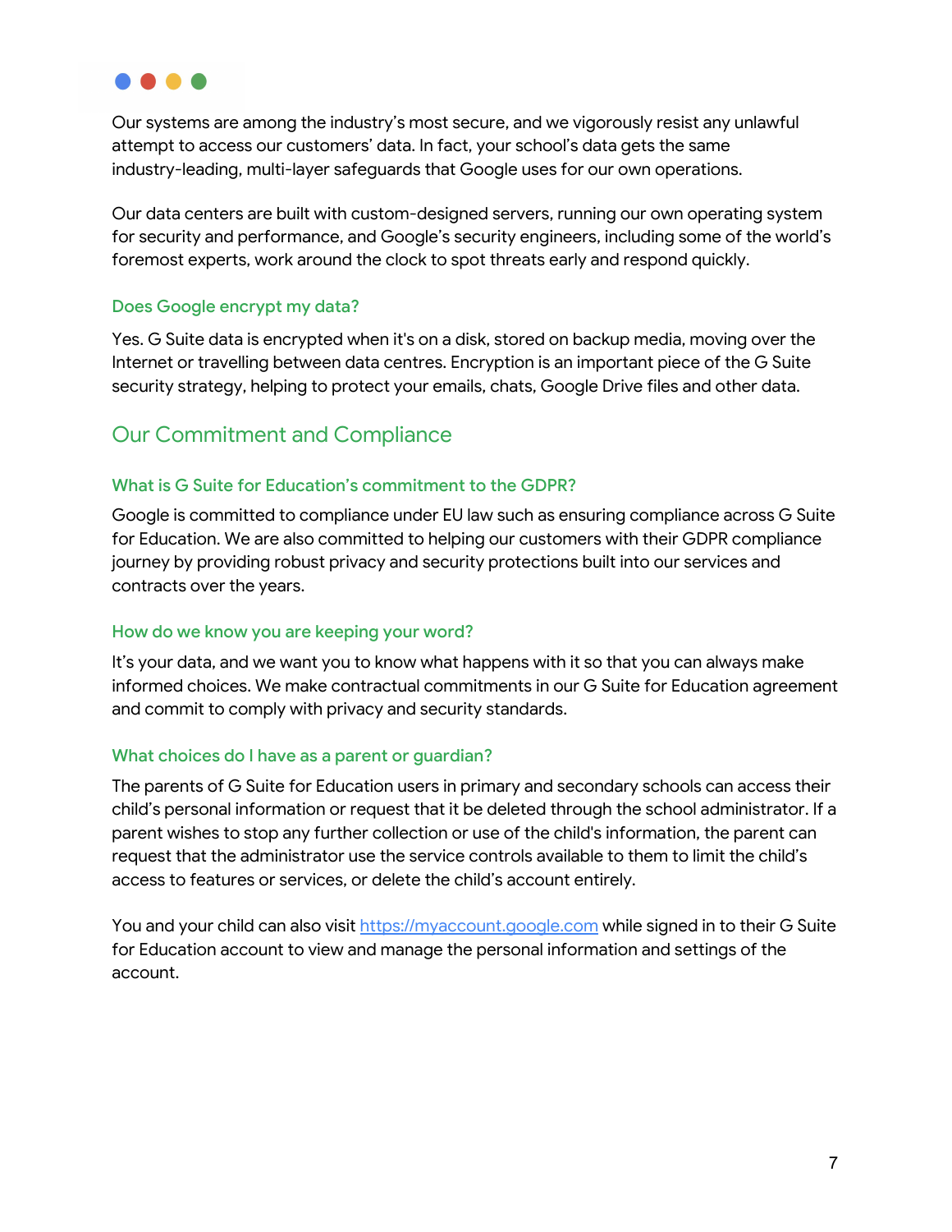Our systems are among the industry's most secure, and we vigorously resist any unlawful attempt to access our customers' data. In fact, your school's data gets the same industry-leading, multi-layer safeguards that Google uses for our own operations.

Our data centers are built with custom-designed servers, running our own operating system for security and performance, and Google's security engineers, including some of the world's foremost experts, work around the clock to spot threats early and respond quickly.

### Does Google encrypt my data?

Yes. G Suite data is encrypted when it's on a disk, stored on backup media, moving over the Internet or travelling between data centres. Encryption is an important piece of the G Suite security strategy, helping to protect your emails, chats, Google Drive files and other data.

## Our Commitment and Compliance

### What is G Suite for Education's commitment to the GDPR?

Google is committed to compliance under EU law such as ensuring compliance across G Suite for Education. We are also committed to helping our customers with their GDPR compliance journey by providing robust privacy and security protections built into our services and contracts over the years.

### How do we know you are keeping your word?

It's your data, and we want you to know what happens with it so that you can always make informed choices. We make contractual commitments in our G Suite for Education agreement and commit to comply with privacy and security standards.

### What choices do I have as a parent or guardian?

The parents of G Suite for Education users in primary and secondary schools can access their child's personal information or request that it be deleted through the school administrator. If a parent wishes to stop any further collection or use of the child's information, the parent can request that the administrator use the service controls available to them to limit the child's access to features or services, or delete the child's account entirely.

You and your child can also visit [https://myaccount.google.com](https://myaccount.google.com) while signed in to their G Suite for Education account to view and manage the personal information and settings of the account.